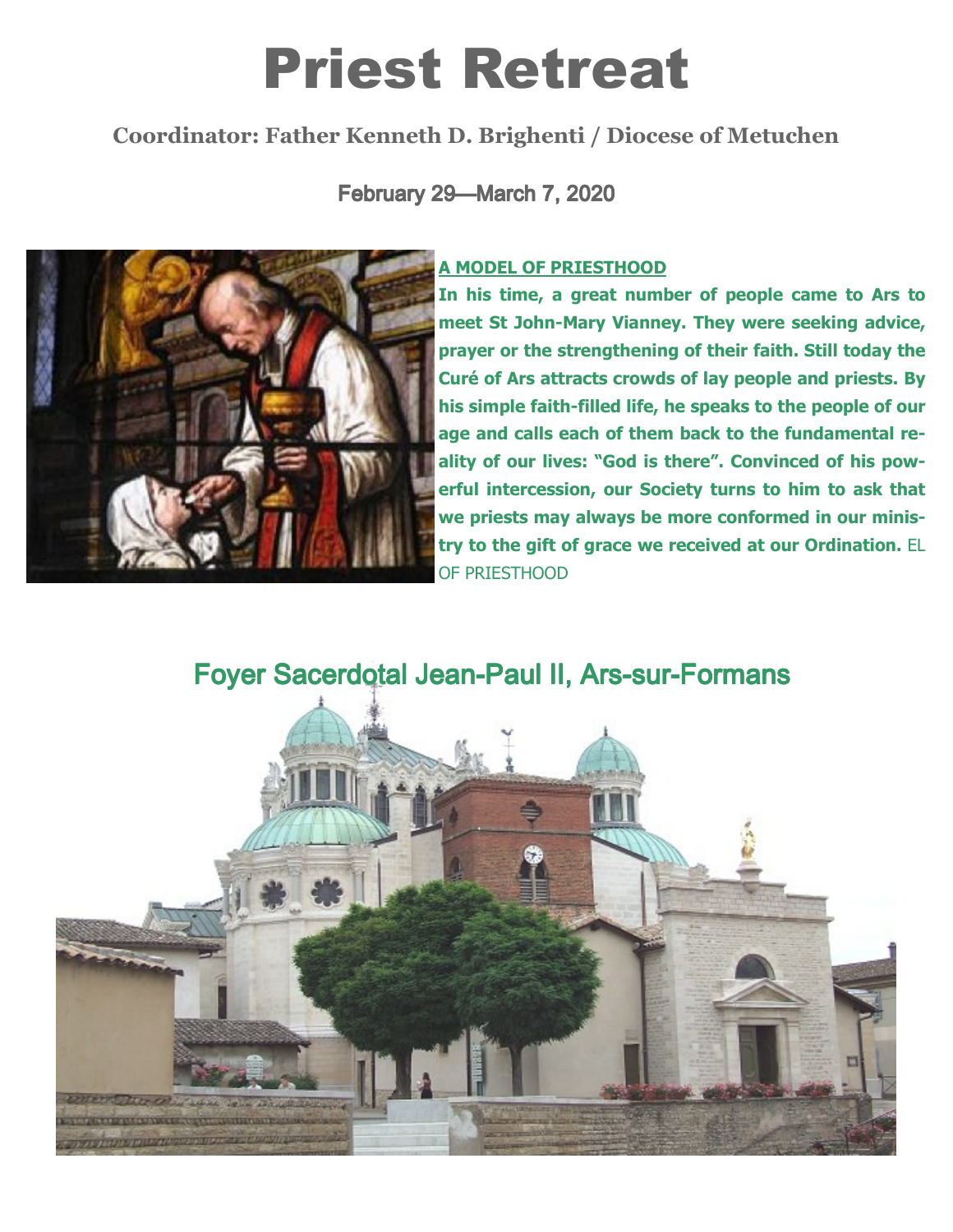# Priest Retreat

**Coordinator: Father Kenneth D. Brighenti / Diocese of Metuchen**

February 29—March 7, 2020

**A MODEL OF PRIESTHOOD**

**In his time, a great number of people came to Ars to meet St John-Mary Vianney. They were seeking advice, prayer or the strengthening of their faith. Still today the Curé of Ars attracts crowds of lay people and priests. By his simple faith-filled life, he speaks to the people of our age and calls each of them back to the fundamental reality of our lives: "God is there". Convinced of his powerful intercession, our Society turns to him to ask that we priests may always be more conformed in our ministry to the gift of grace we received at our Ordination.** EL OF PRIESTHOOD

## Foyer Sacerdotal Jean-Paul II, Ars-sur-Formans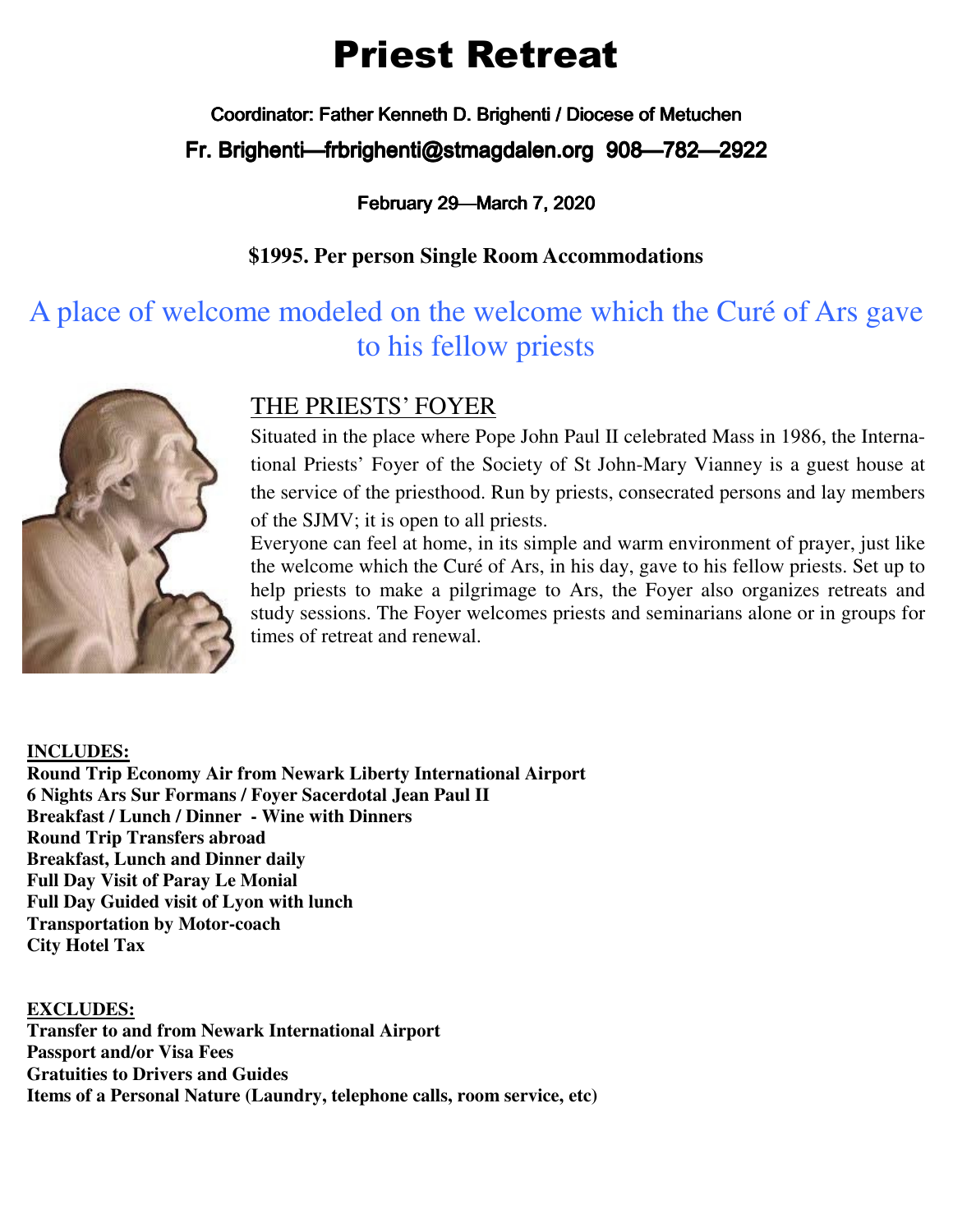# Priest Retreat

**Coordinator: Father Kenneth D. Brighenti / Diocese of Metuchen**

**Fr. Brighenti—frbrighenti@stmagdalen.org 908—782—2922**

**February 29—March 7, 2020**

**$1995. Per person Single Room Accommodations**

## A place of welcome modeled on the welcome which the Curé of Ars gave to his fellow priests

### THE PRIESTS' FOYER

Situated in the place where Pope John Paul II celebrated Mass in 1986, the International Priests' Foyer of the Society of St John-Mary Vianney is a guest house at the service of the priesthood. Run by priests, consecrated persons and lay members of the SJMV; it is open to all priests.

Everyone can feel at home, in its simple and warm environment of prayer, just like the welcome which the Curé of Ars, in his day, gave to his fellow priests. Set up to help priests to make a pilgrimage to Ars, the Foyer also organizes retreats and study sessions. The Foyer welcomes priests and seminarians alone or in groups for times of retreat and renewal.

**INCLUDES:**

**Round Trip Economy Air from Newark Liberty International Airport**
**6 Nights Ars Sur Formans / Foyer Sacerdotal Jean Paul II**
**Breakfast / Lunch / Dinner - Wine with Dinners**
**Round Trip Transfers abroad**
**Breakfast, Lunch and Dinner daily**
**Full Day Visit of Paray Le Monial**
**Full Day Guided visit of Lyon with lunch**
**Transportation by Motor-coach**
**City Hotel Tax**

**EXCLUDES:**

**Transfer to and from Newark International Airport**
**Passport and/or Visa Fees**
**Gratuities to Drivers and Guides**
**Items of a Personal Nature (Laundry, telephone calls, room service, etc)**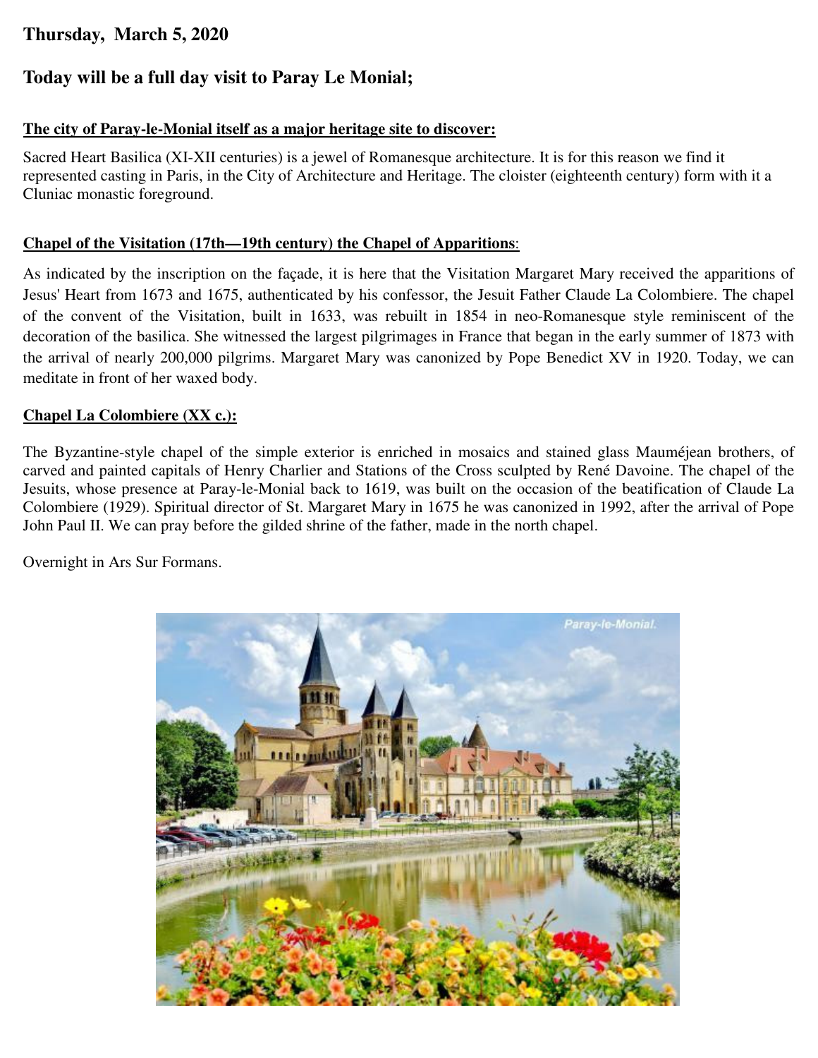## Thursday, March 5, 2020

## Today will be a full day visit to Paray Le Monial;

**The city of Paray-le-Monial itself as a major heritage site to discover:**

Sacred Heart Basilica (XI-XII centuries) is a jewel of Romanesque architecture. It is for this reason we find it represented casting in Paris, in the City of Architecture and Heritage. The cloister (eighteenth century) form with it a Cluniac monastic foreground.

**Chapel of the Visitation (17th—19th century) the Chapel of Apparitions**:

As indicated by the inscription on the façade, it is here that the Visitation Margaret Mary received the apparitions of Jesus' Heart from 1673 and 1675, authenticated by his confessor, the Jesuit Father Claude La Colombiere. The chapel of the convent of the Visitation, built in 1633, was rebuilt in 1854 in neo-Romanesque style reminiscent of the decoration of the basilica. She witnessed the largest pilgrimages in France that began in the early summer of 1873 with the arrival of nearly 200,000 pilgrims. Margaret Mary was canonized by Pope Benedict XV in 1920. Today, we can meditate in front of her waxed body.

**Chapel La Colombiere (XX c.):**

The Byzantine-style chapel of the simple exterior is enriched in mosaics and stained glass Mauméjean brothers, of carved and painted capitals of Henry Charlier and Stations of the Cross sculpted by René Davoine. The chapel of the Jesuits, whose presence at Paray-le-Monial back to 1619, was built on the occasion of the beatification of Claude La Colombiere (1929). Spiritual director of St. Margaret Mary in 1675 he was canonized in 1992, after the arrival of Pope John Paul II. We can pray before the gilded shrine of the father, made in the north chapel.

Overnight in Ars Sur Formans.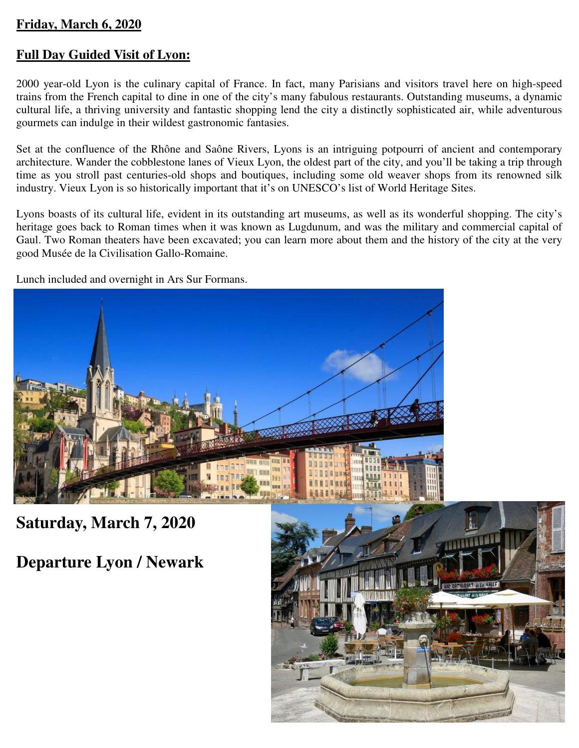**Friday, March 6, 2020**

**Full Day Guided Visit of Lyon:**

2000 year-old Lyon is the culinary capital of France. In fact, many Parisians and visitors travel here on high-speed trains from the French capital to dine in one of the city's many fabulous restaurants. Outstanding museums, a dynamic cultural life, a thriving university and fantastic shopping lend the city a distinctly sophisticated air, while adventurous gourmets can indulge in their wildest gastronomic fantasies.

Set at the confluence of the Rhône and Saône Rivers, Lyons is an intriguing potpourri of ancient and contemporary architecture. Wander the cobblestone lanes of Vieux Lyon, the oldest part of the city, and you'll be taking a trip through time as you stroll past centuries-old shops and boutiques, including some old weaver shops from its renowned silk industry. Vieux Lyon is so historically important that it's on UNESCO's list of World Heritage Sites.

Lyons boasts of its cultural life, evident in its outstanding art museums, as well as its wonderful shopping. The city's heritage goes back to Roman times when it was known as Lugdunum, and was the military and commercial capital of Gaul. Two Roman theaters have been excavated; you can learn more about them and the history of the city at the very good Musée de la Civilisation Gallo-Romaine.

Lunch included and overnight in Ars Sur Formans.

## Saturday, March 7, 2020

## Departure Lyon / Newark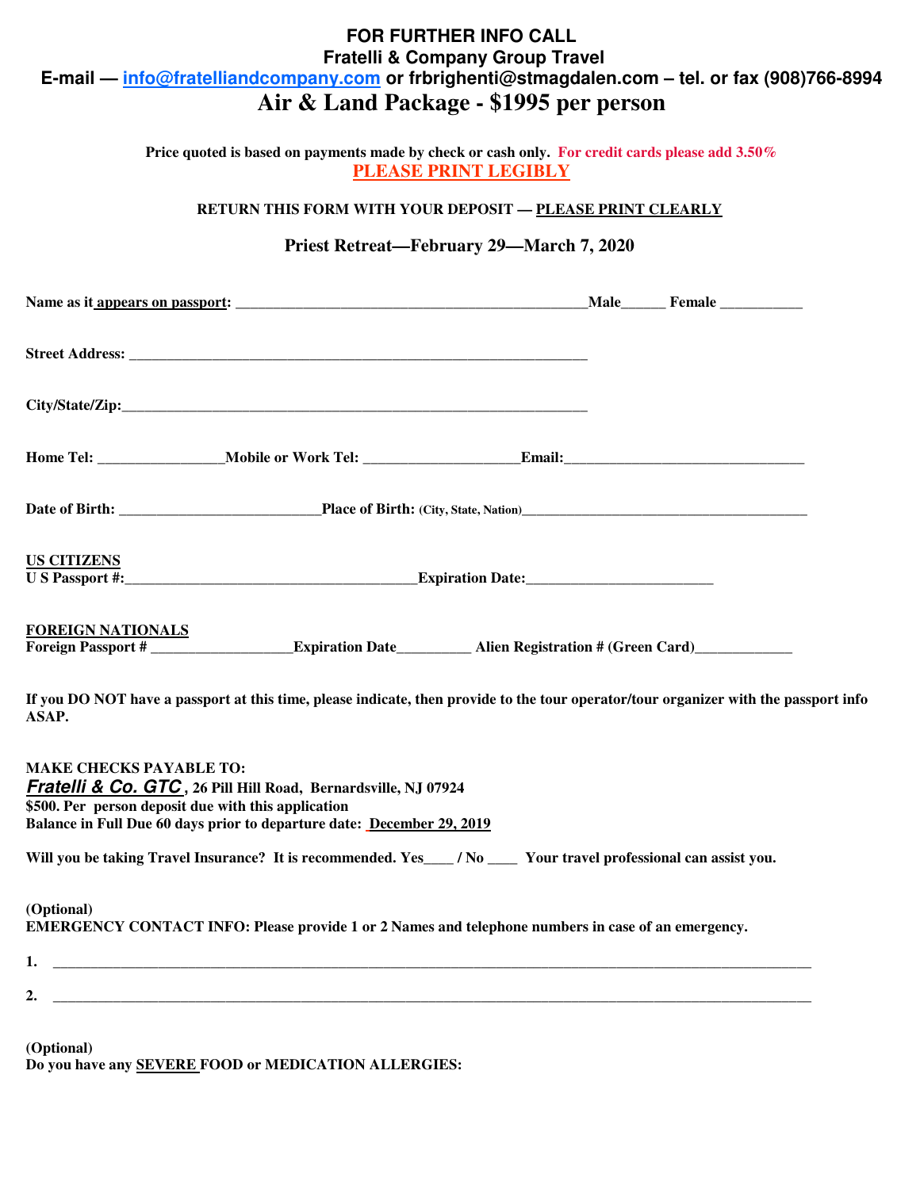**FOR FURTHER INFO CALL**
**Fratelli & Company Group Travel**
**E-mail — info@fratelliandcompany.com or frbrighenti@stmagdalen.com – tel. or fax (908)766-8994**

# Air & Land Package - $1995 per person

**Price quoted is based on payments made by check or cash only. For credit cards please add 3.50%**

**PLEASE PRINT LEGIBLY**

**RETURN THIS FORM WITH YOUR DEPOSIT — PLEASE PRINT CLEARLY**

## Priest Retreat—February 29—March 7, 2020

**Name as it appears on passport:** _______________________________________________**Male**______ **Female** ___________

**Street Address:** _______________________________________________________________

**City/State/Zip:**_______________________________________________________________

**Home Tel:** ________________**Mobile or Work Tel:** ____________________**Email:**________________________________

**Date of Birth:** __________________________**Place of Birth:** (City, State, Nation)_______________________________________

**US CITIZENS**
**U S Passport #:**_______________________________________**Expiration Date:**________________________

**FOREIGN NATIONALS**
**Foreign Passport #** __________________**Expiration Date**_________ **Alien Registration # (Green Card)**_____________

**If you DO NOT have a passport at this time, please indicate, then provide to the tour operator/tour organizer with the passport info ASAP.**

**MAKE CHECKS PAYABLE TO:**
***Fratelli & Co. GTC*, 26 Pill Hill Road, Bernardsville, NJ 07924**
**$500. Per person deposit due with this application**
**Balance in Full Due 60 days prior to departure date: December 29, 2019**

**Will you be taking Travel Insurance? It is recommended. Yes____ / No ____ Your travel professional can assist you.**

**(Optional)**
**EMERGENCY CONTACT INFO: Please provide 1 or 2 Names and telephone numbers in case of an emergency.**

1. ______________________________________________________________________________________________

2. ______________________________________________________________________________________________

**(Optional)**
**Do you have any SEVERE FOOD or MEDICATION ALLERGIES:**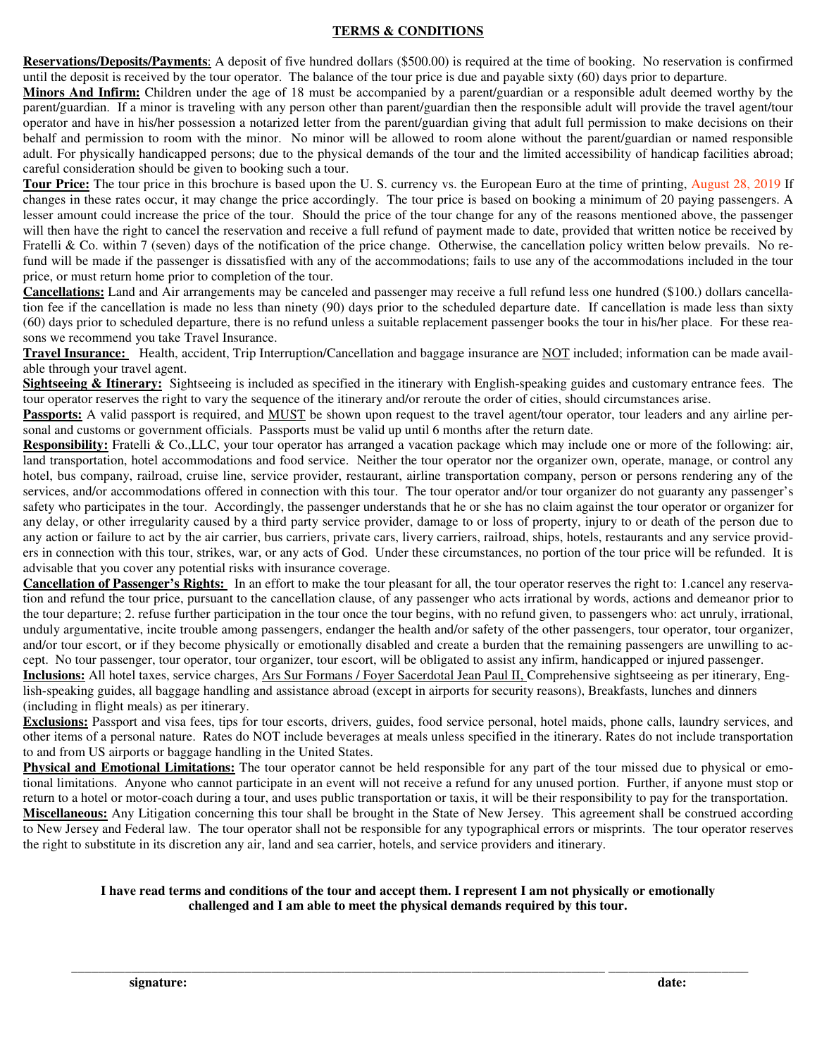## TERMS & CONDITIONS

**Reservations/Deposits/Payments**: A deposit of five hundred dollars ($500.00) is required at the time of booking. No reservation is confirmed until the deposit is received by the tour operator. The balance of the tour price is due and payable sixty (60) days prior to departure.

**Minors And Infirm:** Children under the age of 18 must be accompanied by a parent/guardian or a responsible adult deemed worthy by the parent/guardian. If a minor is traveling with any person other than parent/guardian then the responsible adult will provide the travel agent/tour operator and have in his/her possession a notarized letter from the parent/guardian giving that adult full permission to make decisions on their behalf and permission to room with the minor. No minor will be allowed to room alone without the parent/guardian or named responsible adult. For physically handicapped persons; due to the physical demands of the tour and the limited accessibility of handicap facilities abroad; careful consideration should be given to booking such a tour.

**Tour Price:** The tour price in this brochure is based upon the U. S. currency vs. the European Euro at the time of printing, August 28, 2019 If changes in these rates occur, it may change the price accordingly. The tour price is based on booking a minimum of 20 paying passengers. A lesser amount could increase the price of the tour. Should the price of the tour change for any of the reasons mentioned above, the passenger will then have the right to cancel the reservation and receive a full refund of payment made to date, provided that written notice be received by Fratelli & Co. within 7 (seven) days of the notification of the price change. Otherwise, the cancellation policy written below prevails. No refund will be made if the passenger is dissatisfied with any of the accommodations; fails to use any of the accommodations included in the tour price, or must return home prior to completion of the tour.

**Cancellations:** Land and Air arrangements may be canceled and passenger may receive a full refund less one hundred ($100.) dollars cancellation fee if the cancellation is made no less than ninety (90) days prior to the scheduled departure date. If cancellation is made less than sixty (60) days prior to scheduled departure, there is no refund unless a suitable replacement passenger books the tour in his/her place. For these reasons we recommend you take Travel Insurance.

**Travel Insurance:** Health, accident, Trip Interruption/Cancellation and baggage insurance are NOT included; information can be made available through your travel agent.

**Sightseeing & Itinerary:** Sightseeing is included as specified in the itinerary with English-speaking guides and customary entrance fees. The tour operator reserves the right to vary the sequence of the itinerary and/or reroute the order of cities, should circumstances arise.

**Passports:** A valid passport is required, and MUST be shown upon request to the travel agent/tour operator, tour leaders and any airline personal and customs or government officials. Passports must be valid up until 6 months after the return date.

**Responsibility:** Fratelli & Co.,LLC, your tour operator has arranged a vacation package which may include one or more of the following: air, land transportation, hotel accommodations and food service. Neither the tour operator nor the organizer own, operate, manage, or control any hotel, bus company, railroad, cruise line, service provider, restaurant, airline transportation company, person or persons rendering any of the services, and/or accommodations offered in connection with this tour. The tour operator and/or tour organizer do not guaranty any passenger's safety who participates in the tour. Accordingly, the passenger understands that he or she has no claim against the tour operator or organizer for any delay, or other irregularity caused by a third party service provider, damage to or loss of property, injury to or death of the person due to any action or failure to act by the air carrier, bus carriers, private cars, livery carriers, railroad, ships, hotels, restaurants and any service providers in connection with this tour, strikes, war, or any acts of God. Under these circumstances, no portion of the tour price will be refunded. It is advisable that you cover any potential risks with insurance coverage.

**Cancellation of Passenger's Rights:** In an effort to make the tour pleasant for all, the tour operator reserves the right to: 1.cancel any reservation and refund the tour price, pursuant to the cancellation clause, of any passenger who acts irrational by words, actions and demeanor prior to the tour departure; 2. refuse further participation in the tour once the tour begins, with no refund given, to passengers who: act unruly, irrational, unduly argumentative, incite trouble among passengers, endanger the health and/or safety of the other passengers, tour operator, tour organizer, and/or tour escort, or if they become physically or emotionally disabled and create a burden that the remaining passengers are unwilling to accept. No tour passenger, tour operator, tour organizer, tour escort, will be obligated to assist any infirm, handicapped or injured passenger.

**Inclusions:** All hotel taxes, service charges, Ars Sur Formans / Foyer Sacerdotal Jean Paul II, Comprehensive sightseeing as per itinerary, English-speaking guides, all baggage handling and assistance abroad (except in airports for security reasons), Breakfasts, lunches and dinners (including in flight meals) as per itinerary.

**Exclusions:** Passport and visa fees, tips for tour escorts, drivers, guides, food service personal, hotel maids, phone calls, laundry services, and other items of a personal nature. Rates do NOT include beverages at meals unless specified in the itinerary. Rates do not include transportation to and from US airports or baggage handling in the United States.

**Physical and Emotional Limitations:** The tour operator cannot be held responsible for any part of the tour missed due to physical or emotional limitations. Anyone who cannot participate in an event will not receive a refund for any unused portion. Further, if anyone must stop or return to a hotel or motor-coach during a tour, and uses public transportation or taxis, it will be their responsibility to pay for the transportation.

**Miscellaneous:** Any Litigation concerning this tour shall be brought in the State of New Jersey. This agreement shall be construed according to New Jersey and Federal law. The tour operator shall not be responsible for any typographical errors or misprints. The tour operator reserves the right to substitute in its discretion any air, land and sea carrier, hotels, and service providers and itinerary.

**I have read terms and conditions of the tour and accept them. I represent I am not physically or emotionally challenged and I am able to meet the physical demands required by this tour.**

______________________________________________ ____________________

**signature:** **date:**